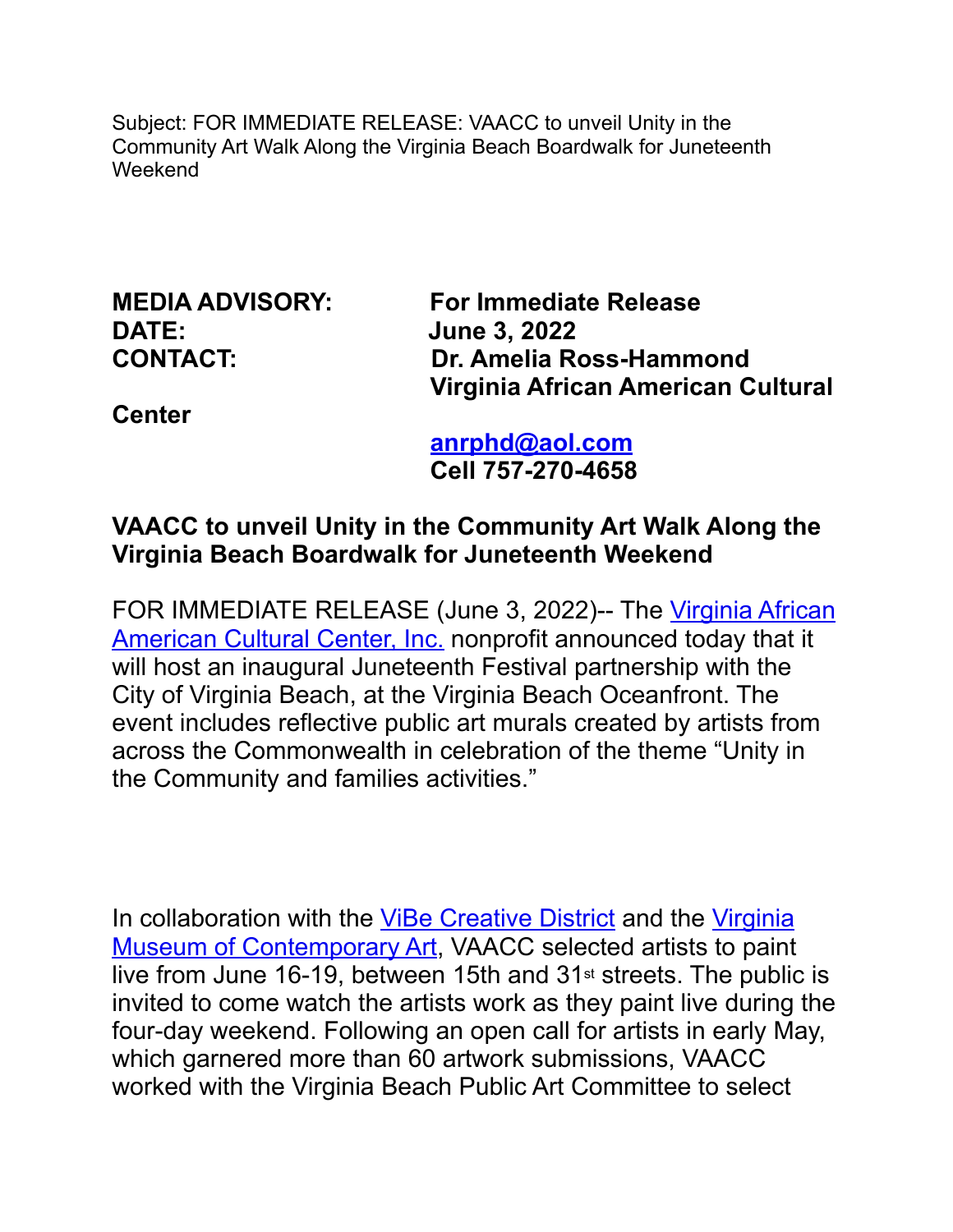Subject: FOR IMMEDIATE RELEASE: VAACC to unveil Unity in the Community Art Walk Along the Virginia Beach Boardwalk for Juneteenth Weekend

**MEDIA ADVISORY:** **For Immediate Release**
**DATE:** **June 3, 2022**
**CONTACT:** **Dr. Amelia Ross-Hammond**
**Virginia African American Cultural Center**

**anrphd@aol.com**
**Cell 757-270-4658**

**VAACC to unveil Unity in the Community Art Walk Along the Virginia Beach Boardwalk for Juneteenth Weekend**

FOR IMMEDIATE RELEASE (June 3, 2022)-- The Virginia African American Cultural Center, Inc. nonprofit announced today that it will host an inaugural Juneteenth Festival partnership with the City of Virginia Beach, at the Virginia Beach Oceanfront. The event includes reflective public art murals created by artists from across the Commonwealth in celebration of the theme "Unity in the Community and families activities."

In collaboration with the ViBe Creative District and the Virginia Museum of Contemporary Art, VAACC selected artists to paint live from June 16-19, between 15th and 31st streets. The public is invited to come watch the artists work as they paint live during the four-day weekend. Following an open call for artists in early May, which garnered more than 60 artwork submissions, VAACC worked with the Virginia Beach Public Art Committee to select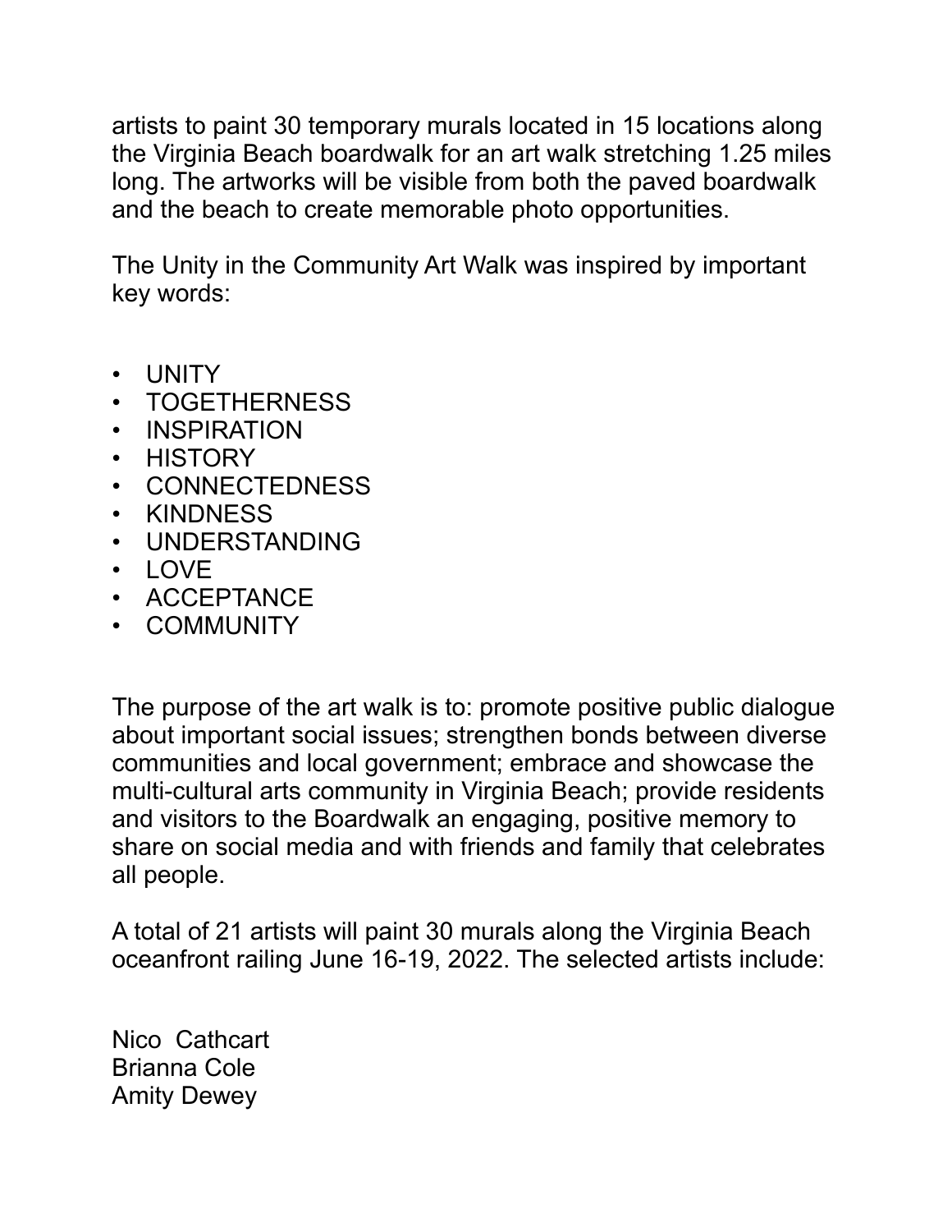artists to paint 30 temporary murals located in 15 locations along the Virginia Beach boardwalk for an art walk stretching 1.25 miles long. The artworks will be visible from both the paved boardwalk and the beach to create memorable photo opportunities.

The Unity in the Community Art Walk was inspired by important key words:

- UNITY
- TOGETHERNESS
- INSPIRATION
- HISTORY
- CONNECTEDNESS
- KINDNESS
- UNDERSTANDING
- LOVE
- ACCEPTANCE
- COMMUNITY

The purpose of the art walk is to: promote positive public dialogue about important social issues; strengthen bonds between diverse communities and local government; embrace and showcase the multi-cultural arts community in Virginia Beach; provide residents and visitors to the Boardwalk an engaging, positive memory to share on social media and with friends and family that celebrates all people.

A total of 21 artists will paint 30 murals along the Virginia Beach oceanfront railing June 16-19, 2022. The selected artists include:

Nico Cathcart
Brianna Cole
Amity Dewey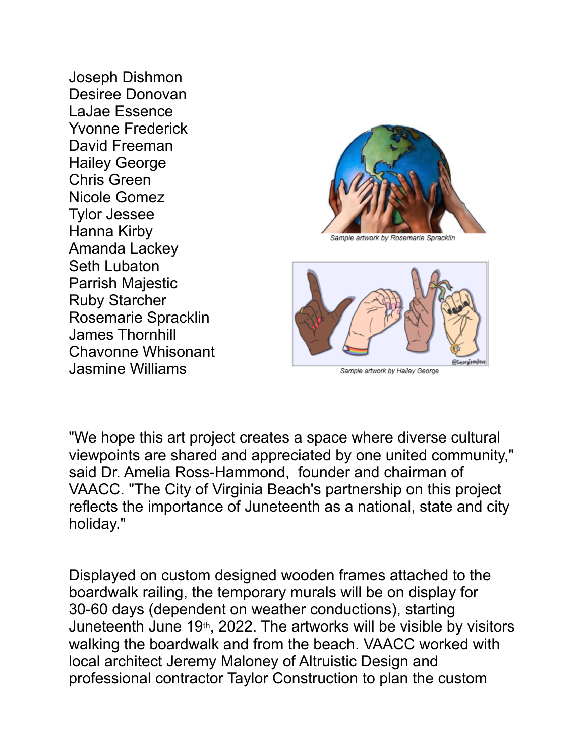Joseph Dishmon
Desiree Donovan
LaJae Essence
Yvonne Frederick
David Freeman
Hailey George
Chris Green
Nicole Gomez
Tylor Jessee
Hanna Kirby
Amanda Lackey
Seth Lubaton
Parrish Majestic
Ruby Starcher
Rosemarie Spracklin
James Thornhill
Chavonne Whisonant
Jasmine Williams

*Sample artwork by Rosemarie Spracklin*

*Sample artwork by Hailey George*

"We hope this art project creates a space where diverse cultural viewpoints are shared and appreciated by one united community," said Dr. Amelia Ross-Hammond, founder and chairman of VAACC. "The City of Virginia Beach's partnership on this project reflects the importance of Juneteenth as a national, state and city holiday."

Displayed on custom designed wooden frames attached to the boardwalk railing, the temporary murals will be on display for 30-60 days (dependent on weather conductions), starting Juneteenth June 19th, 2022. The artworks will be visible by visitors walking the boardwalk and from the beach. VAACC worked with local architect Jeremy Maloney of Altruistic Design and professional contractor Taylor Construction to plan the custom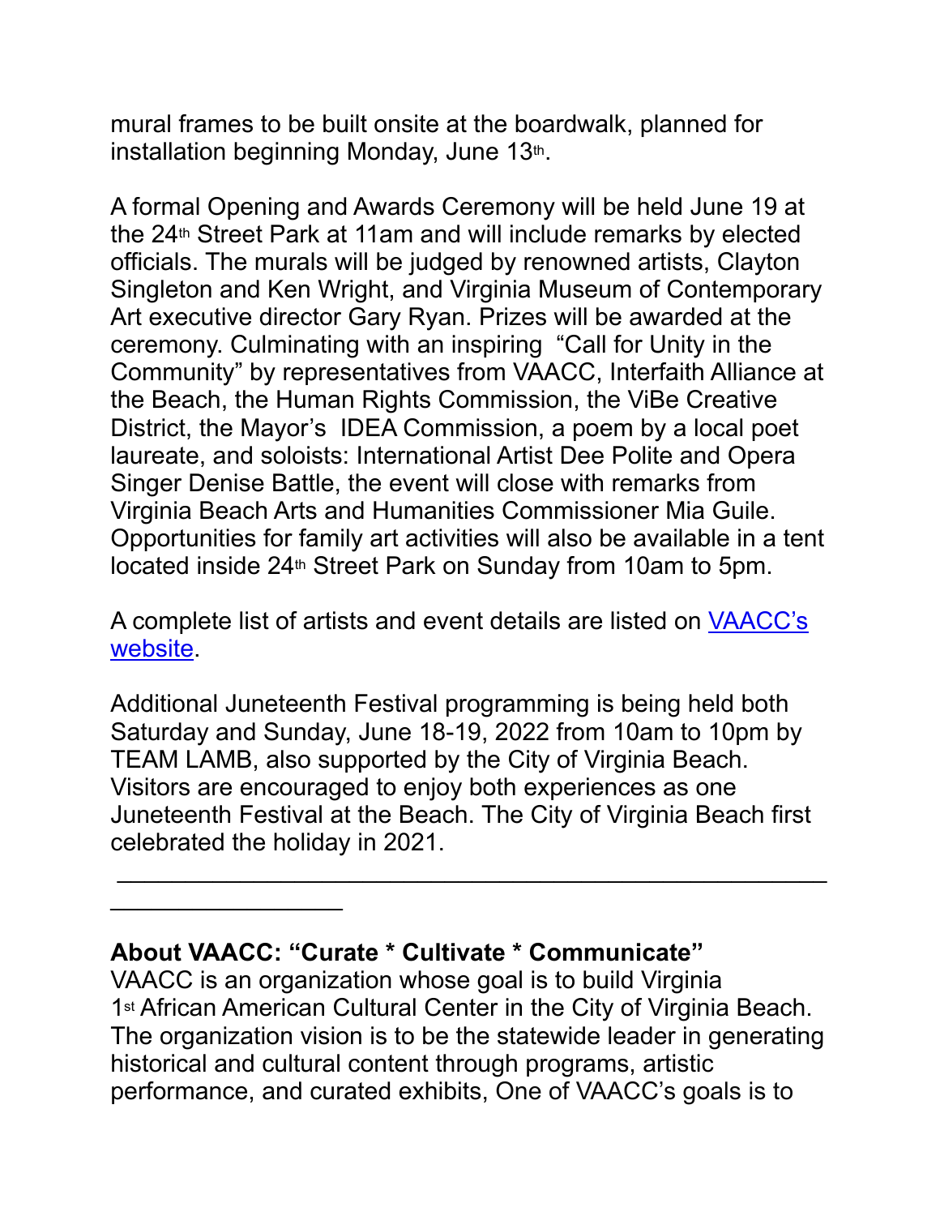mural frames to be built onsite at the boardwalk, planned for installation beginning Monday, June 13th.

A formal Opening and Awards Ceremony will be held June 19 at the 24th Street Park at 11am and will include remarks by elected officials. The murals will be judged by renowned artists, Clayton Singleton and Ken Wright, and Virginia Museum of Contemporary Art executive director Gary Ryan. Prizes will be awarded at the ceremony. Culminating with an inspiring "Call for Unity in the Community" by representatives from VAACC, Interfaith Alliance at the Beach, the Human Rights Commission, the ViBe Creative District, the Mayor's IDEA Commission, a poem by a local poet laureate, and soloists: International Artist Dee Polite and Opera Singer Denise Battle, the event will close with remarks from Virginia Beach Arts and Humanities Commissioner Mia Guile. Opportunities for family art activities will also be available in a tent located inside 24th Street Park on Sunday from 10am to 5pm.

A complete list of artists and event details are listed on VAACC's website.

Additional Juneteenth Festival programming is being held both Saturday and Sunday, June 18-19, 2022 from 10am to 10pm by TEAM LAMB, also supported by the City of Virginia Beach. Visitors are encouraged to enjoy both experiences as one Juneteenth Festival at the Beach. The City of Virginia Beach first celebrated the holiday in 2021.

---

**About VAACC: "Curate * Cultivate * Communicate"**
VAACC is an organization whose goal is to build Virginia 1st African American Cultural Center in the City of Virginia Beach. The organization vision is to be the statewide leader in generating historical and cultural content through programs, artistic performance, and curated exhibits, One of VAACC's goals is to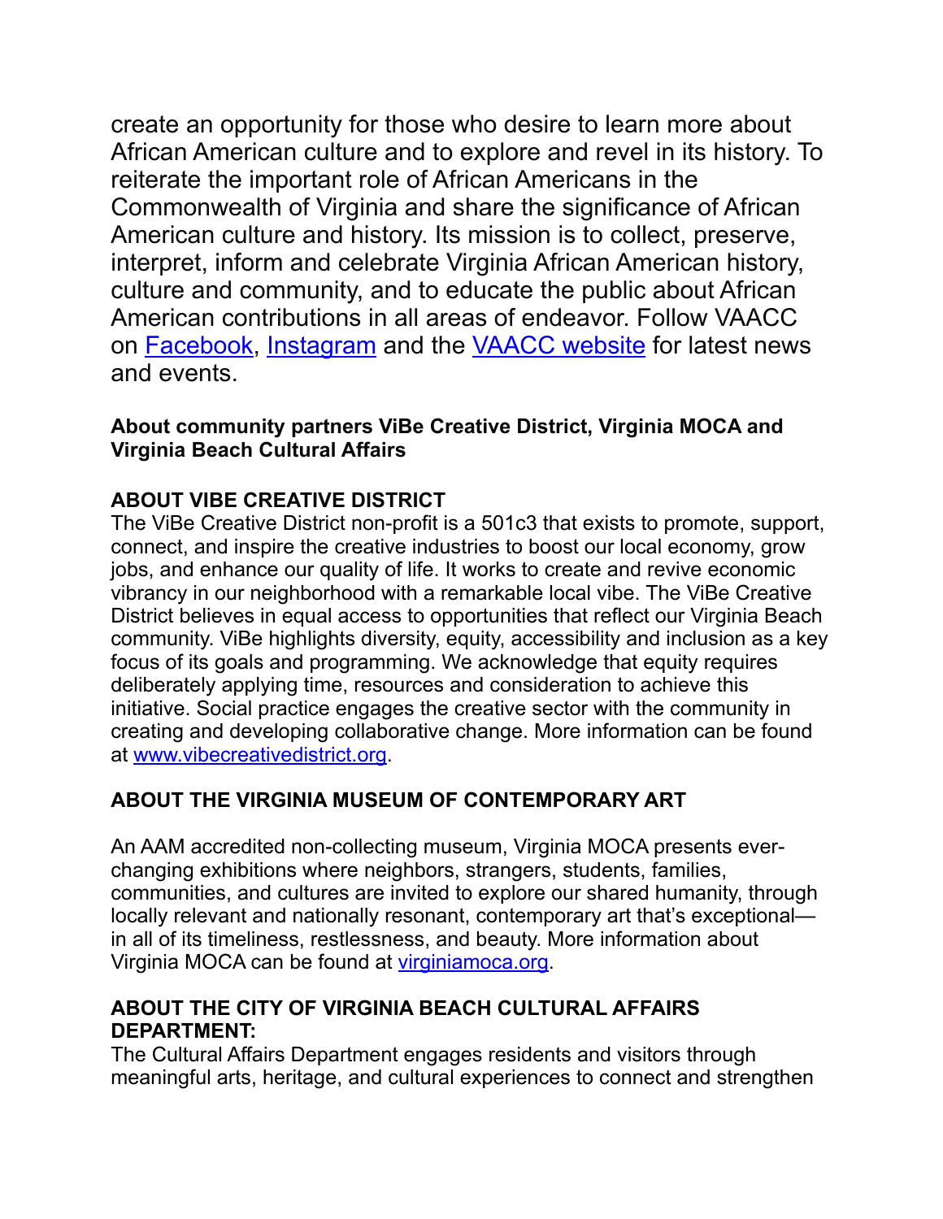create an opportunity for those who desire to learn more about African American culture and to explore and revel in its history. To reiterate the important role of African Americans in the Commonwealth of Virginia and share the significance of African American culture and history. Its mission is to collect, preserve, interpret, inform and celebrate Virginia African American history, culture and community, and to educate the public about African American contributions in all areas of endeavor. Follow VAACC on [Facebook](), [Instagram]() and the [VAACC website]() for latest news and events.

**About community partners ViBe Creative District, Virginia MOCA and Virginia Beach Cultural Affairs**

**ABOUT VIBE CREATIVE DISTRICT**

The ViBe Creative District non-profit is a 501c3 that exists to promote, support, connect, and inspire the creative industries to boost our local economy, grow jobs, and enhance our quality of life. It works to create and revive economic vibrancy in our neighborhood with a remarkable local vibe. The ViBe Creative District believes in equal access to opportunities that reflect our Virginia Beach community. ViBe highlights diversity, equity, accessibility and inclusion as a key focus of its goals and programming. We acknowledge that equity requires deliberately applying time, resources and consideration to achieve this initiative. Social practice engages the creative sector with the community in creating and developing collaborative change. More information can be found at [www.vibecreativedistrict.org](www.vibecreativedistrict.org).

**ABOUT THE VIRGINIA MUSEUM OF CONTEMPORARY ART**

An AAM accredited non-collecting museum, Virginia MOCA presents ever-changing exhibitions where neighbors, strangers, students, families, communities, and cultures are invited to explore our shared humanity, through locally relevant and nationally resonant, contemporary art that's exceptional—in all of its timeliness, restlessness, and beauty. More information about Virginia MOCA can be found at [virginiamoca.org](virginiamoca.org).

**ABOUT THE CITY OF VIRGINIA BEACH CULTURAL AFFAIRS DEPARTMENT:**

The Cultural Affairs Department engages residents and visitors through meaningful arts, heritage, and cultural experiences to connect and strengthen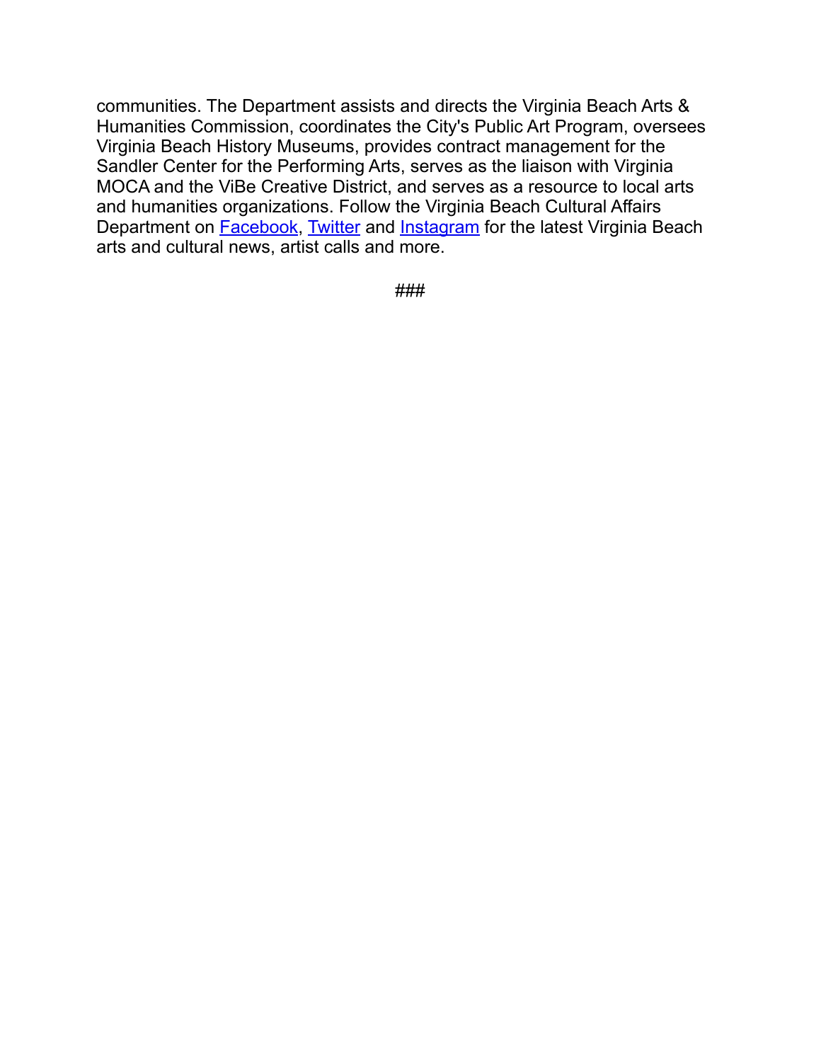communities. The Department assists and directs the Virginia Beach Arts & Humanities Commission, coordinates the City's Public Art Program, oversees Virginia Beach History Museums, provides contract management for the Sandler Center for the Performing Arts, serves as the liaison with Virginia MOCA and the ViBe Creative District, and serves as a resource to local arts and humanities organizations. Follow the Virginia Beach Cultural Affairs Department on Facebook, Twitter and Instagram for the latest Virginia Beach arts and cultural news, artist calls and more.

###